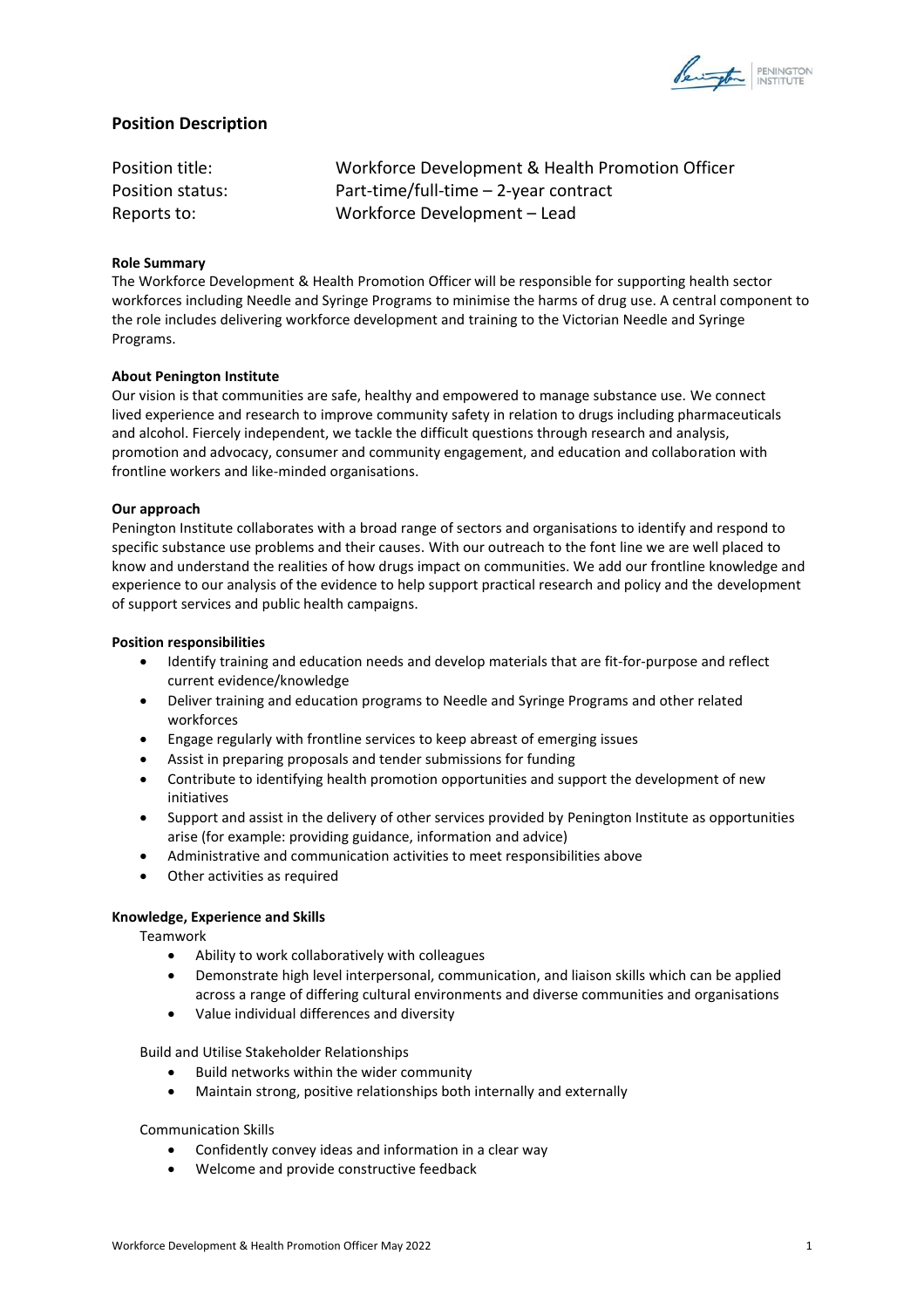## Position Description

Position title: Workforce Development & Health Promotion Officer
Position status: Part-time/full-time – 2-year contract
Reports to: Workforce Development – Lead

**Role Summary**

The Workforce Development & Health Promotion Officer will be responsible for supporting health sector workforces including Needle and Syringe Programs to minimise the harms of drug use. A central component to the role includes delivering workforce development and training to the Victorian Needle and Syringe Programs.

**About Penington Institute**

Our vision is that communities are safe, healthy and empowered to manage substance use. We connect lived experience and research to improve community safety in relation to drugs including pharmaceuticals and alcohol. Fiercely independent, we tackle the difficult questions through research and analysis, promotion and advocacy, consumer and community engagement, and education and collaboration with frontline workers and like-minded organisations.

**Our approach**

Penington Institute collaborates with a broad range of sectors and organisations to identify and respond to specific substance use problems and their causes. With our outreach to the font line we are well placed to know and understand the realities of how drugs impact on communities. We add our frontline knowledge and experience to our analysis of the evidence to help support practical research and policy and the development of support services and public health campaigns.

**Position responsibilities**

- Identify training and education needs and develop materials that are fit-for-purpose and reflect current evidence/knowledge
- Deliver training and education programs to Needle and Syringe Programs and other related workforces
- Engage regularly with frontline services to keep abreast of emerging issues
- Assist in preparing proposals and tender submissions for funding
- Contribute to identifying health promotion opportunities and support the development of new initiatives
- Support and assist in the delivery of other services provided by Penington Institute as opportunities arise (for example: providing guidance, information and advice)
- Administrative and communication activities to meet responsibilities above
- Other activities as required

**Knowledge, Experience and Skills**

Teamwork

- Ability to work collaboratively with colleagues
- Demonstrate high level interpersonal, communication, and liaison skills which can be applied across a range of differing cultural environments and diverse communities and organisations
- Value individual differences and diversity

Build and Utilise Stakeholder Relationships

- Build networks within the wider community
- Maintain strong, positive relationships both internally and externally

Communication Skills

- Confidently convey ideas and information in a clear way
- Welcome and provide constructive feedback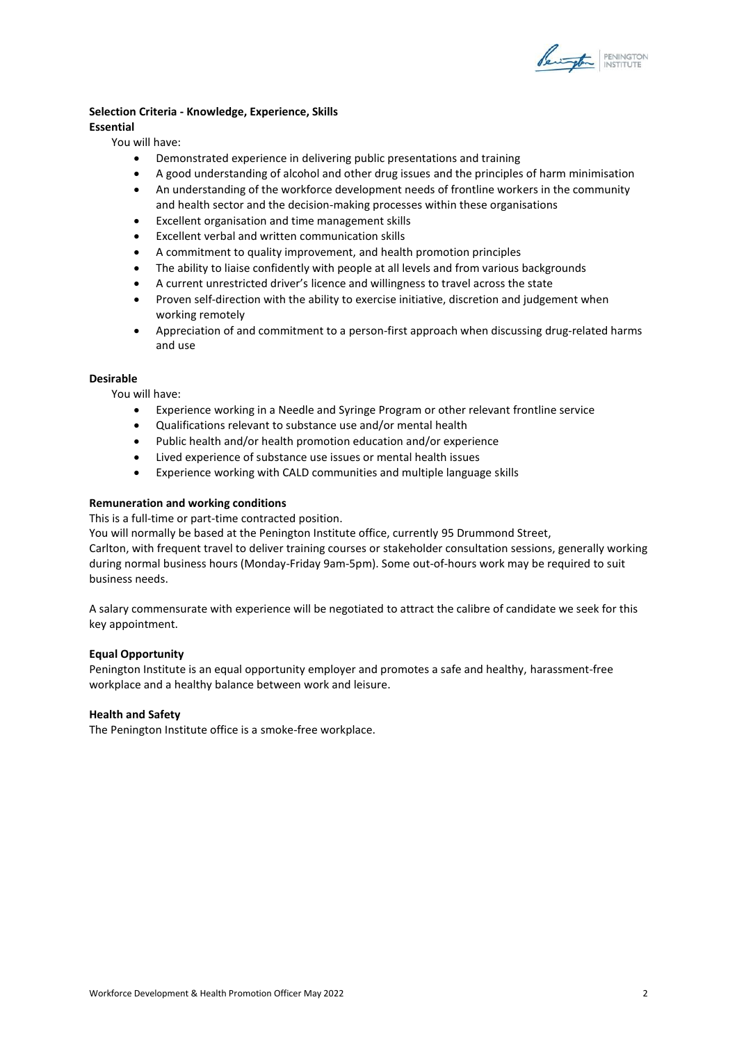**Selection Criteria - Knowledge, Experience, Skills**

**Essential**

You will have:

- Demonstrated experience in delivering public presentations and training
- A good understanding of alcohol and other drug issues and the principles of harm minimisation
- An understanding of the workforce development needs of frontline workers in the community and health sector and the decision-making processes within these organisations
- Excellent organisation and time management skills
- Excellent verbal and written communication skills
- A commitment to quality improvement, and health promotion principles
- The ability to liaise confidently with people at all levels and from various backgrounds
- A current unrestricted driver's licence and willingness to travel across the state
- Proven self-direction with the ability to exercise initiative, discretion and judgement when working remotely
- Appreciation of and commitment to a person-first approach when discussing drug-related harms and use

**Desirable**

You will have:

- Experience working in a Needle and Syringe Program or other relevant frontline service
- Qualifications relevant to substance use and/or mental health
- Public health and/or health promotion education and/or experience
- Lived experience of substance use issues or mental health issues
- Experience working with CALD communities and multiple language skills

**Remuneration and working conditions**

This is a full-time or part-time contracted position.

You will normally be based at the Penington Institute office, currently 95 Drummond Street, Carlton, with frequent travel to deliver training courses or stakeholder consultation sessions, generally working during normal business hours (Monday-Friday 9am-5pm). Some out-of-hours work may be required to suit business needs.

A salary commensurate with experience will be negotiated to attract the calibre of candidate we seek for this key appointment.

**Equal Opportunity**

Penington Institute is an equal opportunity employer and promotes a safe and healthy, harassment-free workplace and a healthy balance between work and leisure.

**Health and Safety**

The Penington Institute office is a smoke-free workplace.